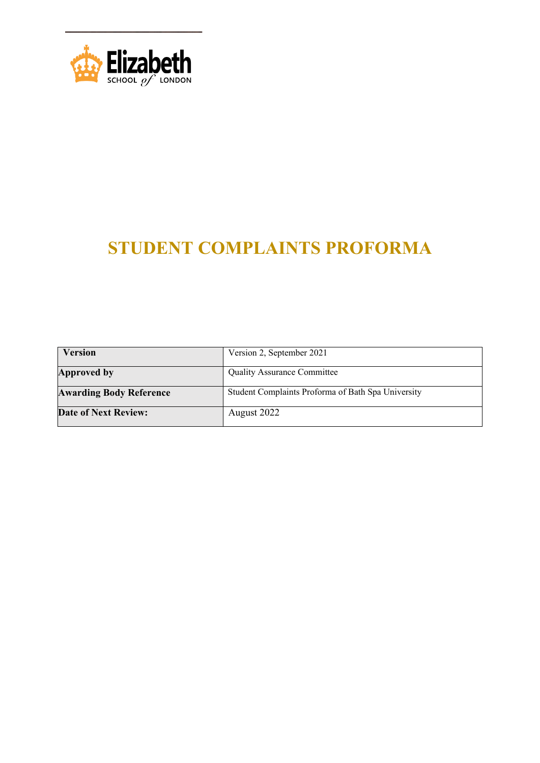Elizabeth SCHOOL of LONDON

# STUDENT COMPLAINTS PROFORMA

| Version | Version 2, September 2021 |
|---|---|
| **Approved by** | Quality Assurance Committee |
| **Awarding Body Reference** | Student Complaints Proforma of Bath Spa University |
| **Date of Next Review:** | August 2022 |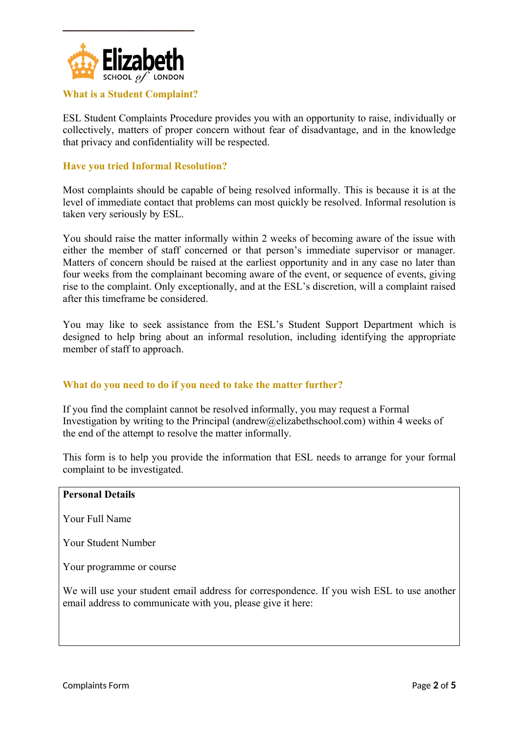## What is a Student Complaint?

ESL Student Complaints Procedure provides you with an opportunity to raise, individually or collectively, matters of proper concern without fear of disadvantage, and in the knowledge that privacy and confidentiality will be respected.

## Have you tried Informal Resolution?

Most complaints should be capable of being resolved informally. This is because it is at the level of immediate contact that problems can most quickly be resolved. Informal resolution is taken very seriously by ESL.

You should raise the matter informally within 2 weeks of becoming aware of the issue with either the member of staff concerned or that person's immediate supervisor or manager. Matters of concern should be raised at the earliest opportunity and in any case no later than four weeks from the complainant becoming aware of the event, or sequence of events, giving rise to the complaint. Only exceptionally, and at the ESL's discretion, will a complaint raised after this timeframe be considered.

You may like to seek assistance from the ESL's Student Support Department which is designed to help bring about an informal resolution, including identifying the appropriate member of staff to approach.

## What do you need to do if you need to take the matter further?

If you find the complaint cannot be resolved informally, you may request a Formal Investigation by writing to the Principal (andrew@elizabethschool.com) within 4 weeks of the end of the attempt to resolve the matter informally.

This form is to help you provide the information that ESL needs to arrange for your formal complaint to be investigated.

| **Personal Details** |
|---|
| Your Full Name |
| Your Student Number |
| Your programme or course |
| We will use your student email address for correspondence. If you wish ESL to use another email address to communicate with you, please give it here: |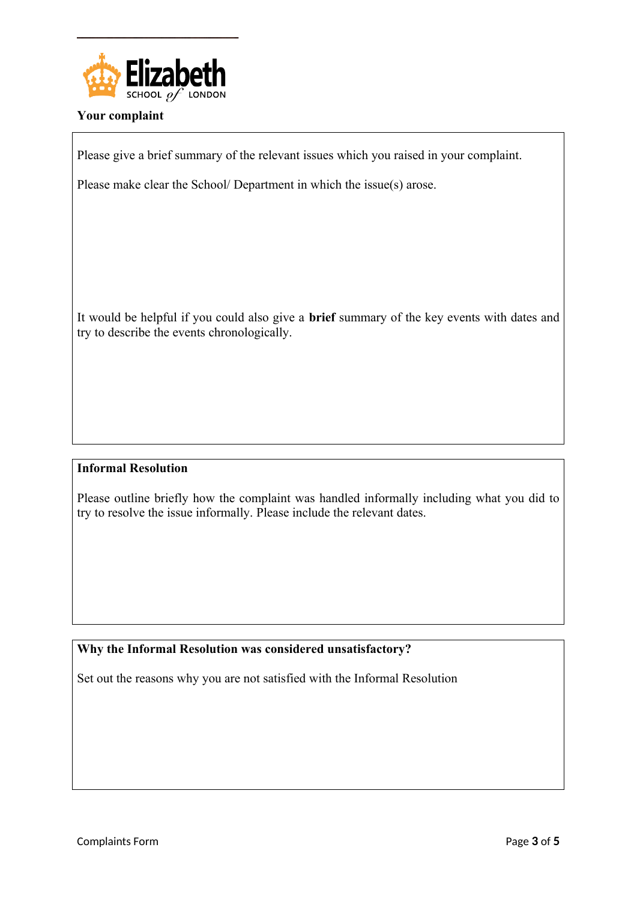Elizabeth School of London

## Your complaint

Please give a brief summary of the relevant issues which you raised in your complaint.

Please make clear the School/ Department in which the issue(s) arose.

It would be helpful if you could also give a **brief** summary of the key events with dates and try to describe the events chronologically.

## Informal Resolution

Please outline briefly how the complaint was handled informally including what you did to try to resolve the issue informally. Please include the relevant dates.

## Why the Informal Resolution was considered unsatisfactory?

Set out the reasons why you are not satisfied with the Informal Resolution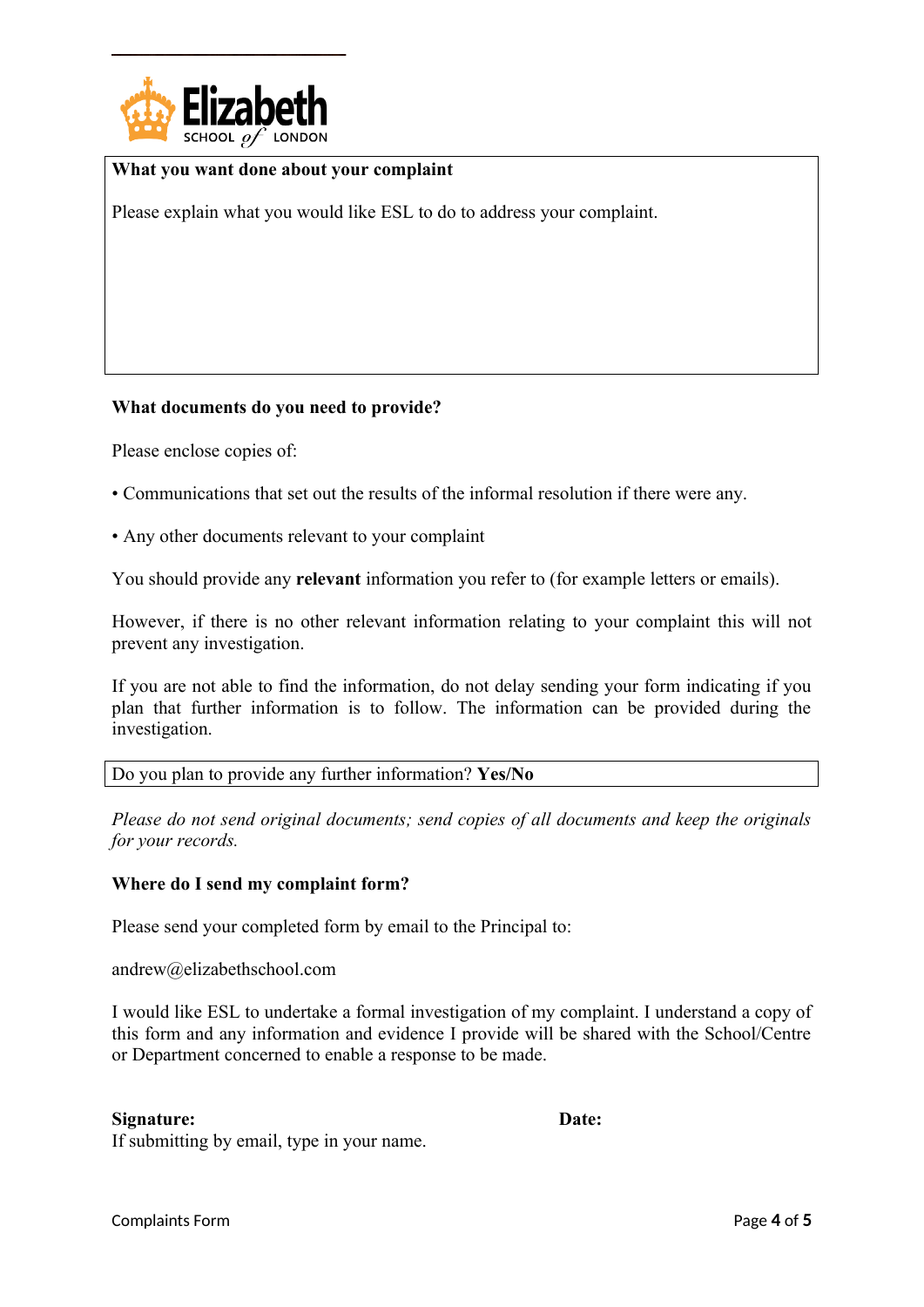**What you want done about your complaint**

Please explain what you would like ESL to do to address your complaint.

**What documents do you need to provide?**

Please enclose copies of:

- Communications that set out the results of the informal resolution if there were any.
- Any other documents relevant to your complaint

You should provide any **relevant** information you refer to (for example letters or emails).

However, if there is no other relevant information relating to your complaint this will not prevent any investigation.

If you are not able to find the information, do not delay sending your form indicating if you plan that further information is to follow. The information can be provided during the investigation.

Do you plan to provide any further information? **Yes/No**

*Please do not send original documents; send copies of all documents and keep the originals for your records.*

**Where do I send my complaint form?**

Please send your completed form by email to the Principal to:

andrew@elizabethschool.com

I would like ESL to undertake a formal investigation of my complaint. I understand a copy of this form and any information and evidence I provide will be shared with the School/Centre or Department concerned to enable a response to be made.

**Signature:** **Date:**

If submitting by email, type in your name.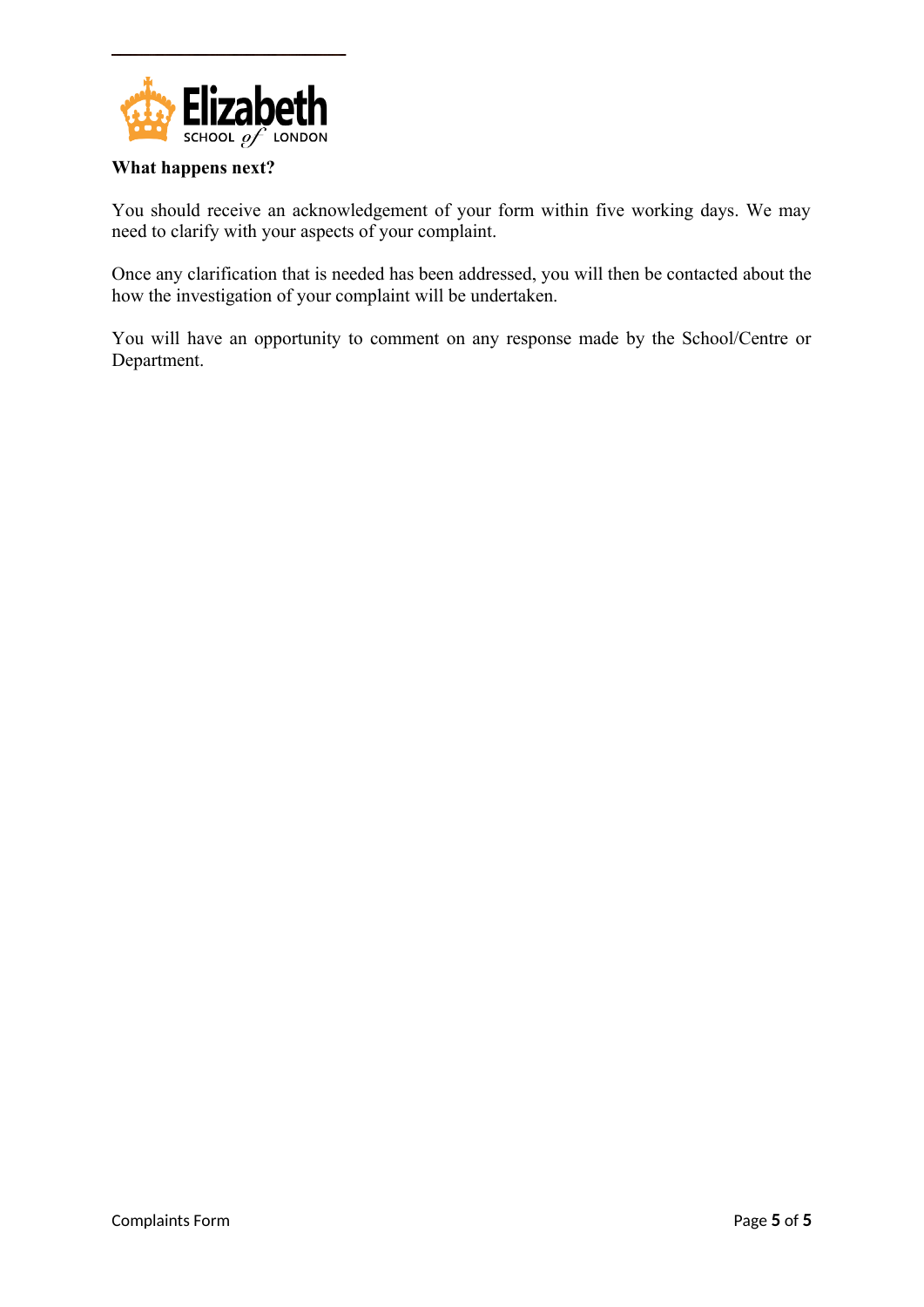**What happens next?**

You should receive an acknowledgement of your form within five working days. We may need to clarify with your aspects of your complaint.

Once any clarification that is needed has been addressed, you will then be contacted about the how the investigation of your complaint will be undertaken.

You will have an opportunity to comment on any response made by the School/Centre or Department.